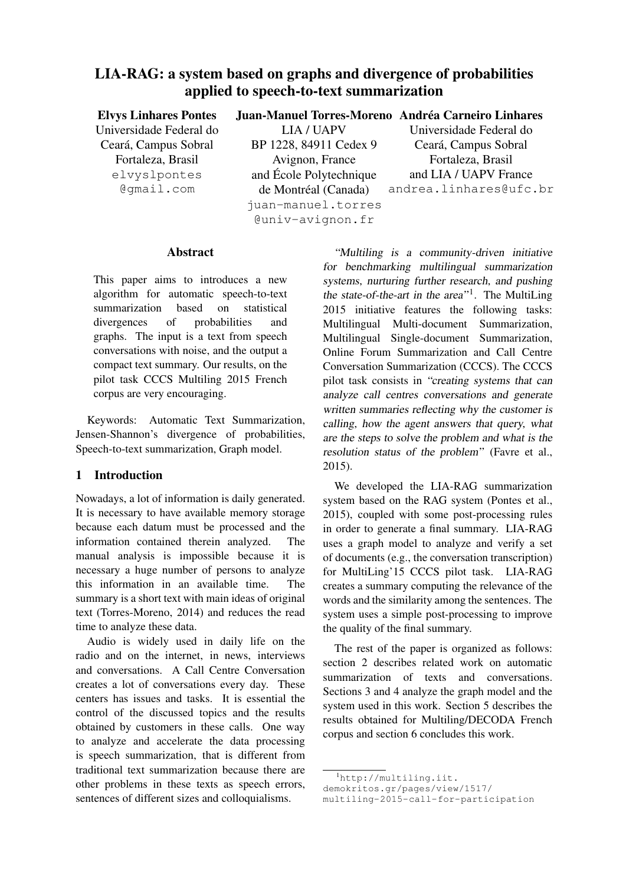# LIA-RAG: a system based on graphs and divergence of probabilities applied to speech-to-text summarization

**Elvys Linhares Pontes**
Universidade Federal do Ceará, Campus Sobral
Fortaleza, Brasil
elvyslpontes@gmail.com

**Juan-Manuel Torres-Moreno**
LIA / UAPV
BP 1228, 84911 Cedex 9
Avignon, France
and École Polytechnique de Montréal (Canada)
juan-manuel.torres@univ-avignon.fr

**Andréa Carneiro Linhares**
Universidade Federal do Ceará, Campus Sobral
Fortaleza, Brasil
and LIA / UAPV France
andrea.linhares@ufc.br

## Abstract

This paper aims to introduces a new algorithm for automatic speech-to-text summarization based on statistical divergences of probabilities and graphs. The input is a text from speech conversations with noise, and the output a compact text summary. Our results, on the pilot task CCCS Multiling 2015 French corpus are very encouraging.

Keywords: Automatic Text Summarization, Jensen-Shannon's divergence of probabilities, Speech-to-text summarization, Graph model.

## 1 Introduction

Nowadays, a lot of information is daily generated. It is necessary to have available memory storage because each datum must be processed and the information contained therein analyzed. The manual analysis is impossible because it is necessary a huge number of persons to analyze this information in an available time. The summary is a short text with main ideas of original text (Torres-Moreno, 2014) and reduces the read time to analyze these data.

Audio is widely used in daily life on the radio and on the internet, in news, interviews and conversations. A Call Centre Conversation creates a lot of conversations every day. These centers has issues and tasks. It is essential the control of the discussed topics and the results obtained by customers in these calls. One way to analyze and accelerate the data processing is speech summarization, that is different from traditional text summarization because there are other problems in these texts as speech errors, sentences of different sizes and colloquialisms.

"*Multiling is a community-driven initiative for benchmarking multilingual summarization systems, nurturing further research, and pushing the state-of-the-art in the area*"[1]. The MultiLing 2015 initiative features the following tasks: Multilingual Multi-document Summarization, Multilingual Single-document Summarization, Online Forum Summarization and Call Centre Conversation Summarization (CCCS). The CCCS pilot task consists in "*creating systems that can analyze call centres conversations and generate written summaries reflecting why the customer is calling, how the agent answers that query, what are the steps to solve the problem and what is the resolution status of the problem*" (Favre et al., 2015).

We developed the LIA-RAG summarization system based on the RAG system (Pontes et al., 2015), coupled with some post-processing rules in order to generate a final summary. LIA-RAG uses a graph model to analyze and verify a set of documents (e.g., the conversation transcription) for MultiLing'15 CCCS pilot task. LIA-RAG creates a summary computing the relevance of the words and the similarity among the sentences. The system uses a simple post-processing to improve the quality of the final summary.

The rest of the paper is organized as follows: section 2 describes related work on automatic summarization of texts and conversations. Sections 3 and 4 analyze the graph model and the system used in this work. Section 5 describes the results obtained for Multiling/DECODA French corpus and section 6 concludes this work.

[1] http://multiling.iit.demokritos.gr/pages/view/1517/multiling-2015-call-for-participation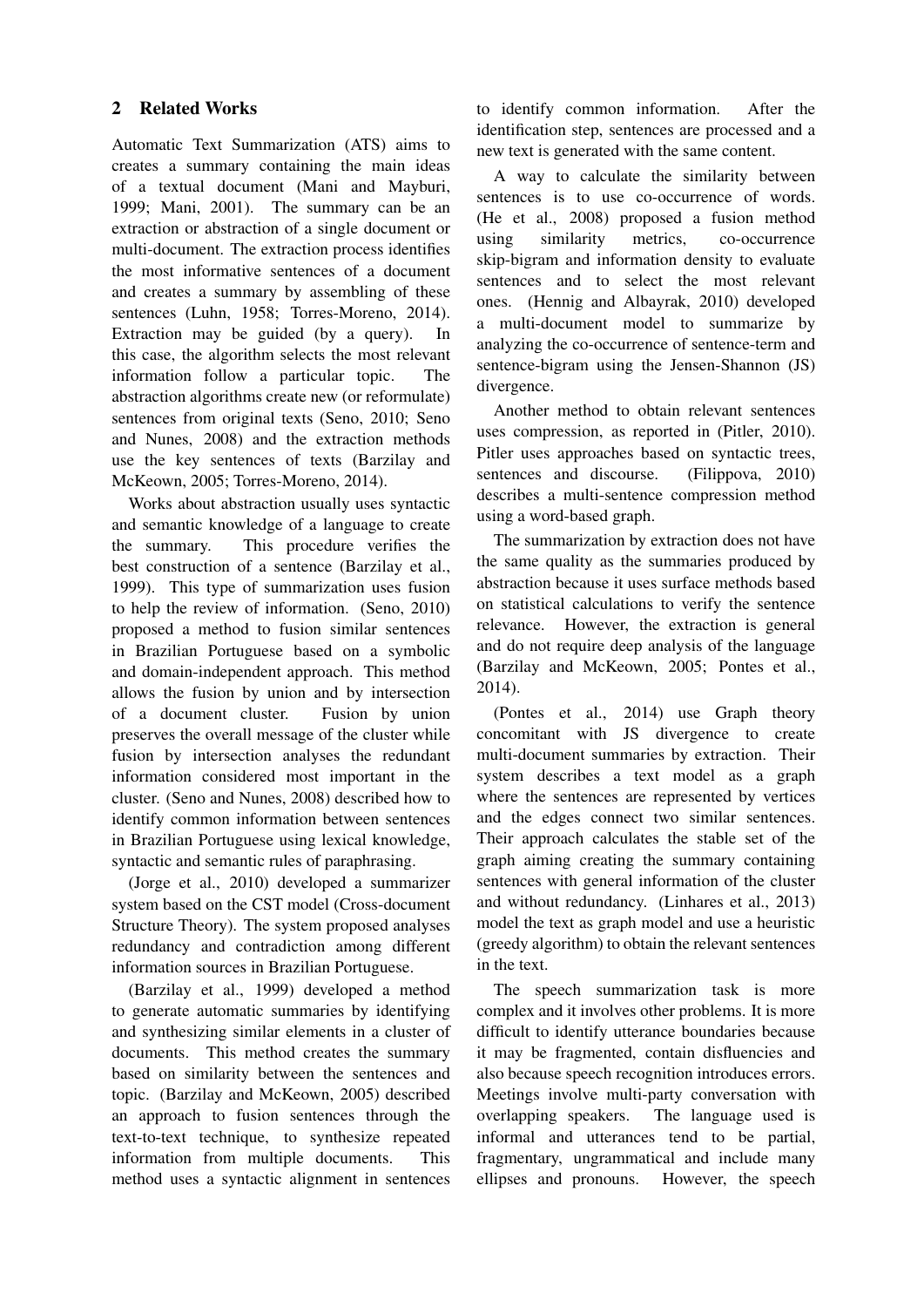## 2 Related Works

Automatic Text Summarization (ATS) aims to creates a summary containing the main ideas of a textual document (Mani and Mayburi, 1999; Mani, 2001). The summary can be an extraction or abstraction of a single document or multi-document. The extraction process identifies the most informative sentences of a document and creates a summary by assembling of these sentences (Luhn, 1958; Torres-Moreno, 2014). Extraction may be guided (by a query). In this case, the algorithm selects the most relevant information follow a particular topic. The abstraction algorithms create new (or reformulate) sentences from original texts (Seno, 2010; Seno and Nunes, 2008) and the extraction methods use the key sentences of texts (Barzilay and McKeown, 2005; Torres-Moreno, 2014).

Works about abstraction usually uses syntactic and semantic knowledge of a language to create the summary. This procedure verifies the best construction of a sentence (Barzilay et al., 1999). This type of summarization uses fusion to help the review of information. (Seno, 2010) proposed a method to fusion similar sentences in Brazilian Portuguese based on a symbolic and domain-independent approach. This method allows the fusion by union and by intersection of a document cluster. Fusion by union preserves the overall message of the cluster while fusion by intersection analyses the redundant information considered most important in the cluster. (Seno and Nunes, 2008) described how to identify common information between sentences in Brazilian Portuguese using lexical knowledge, syntactic and semantic rules of paraphrasing.

(Jorge et al., 2010) developed a summarizer system based on the CST model (Cross-document Structure Theory). The system proposed analyses redundancy and contradiction among different information sources in Brazilian Portuguese.

(Barzilay et al., 1999) developed a method to generate automatic summaries by identifying and synthesizing similar elements in a cluster of documents. This method creates the summary based on similarity between the sentences and topic. (Barzilay and McKeown, 2005) described an approach to fusion sentences through the text-to-text technique, to synthesize repeated information from multiple documents. This method uses a syntactic alignment in sentences to identify common information. After the identification step, sentences are processed and a new text is generated with the same content.

A way to calculate the similarity between sentences is to use co-occurrence of words. (He et al., 2008) proposed a fusion method using similarity metrics, co-occurrence skip-bigram and information density to evaluate sentences and to select the most relevant ones. (Hennig and Albayrak, 2010) developed a multi-document model to summarize by analyzing the co-occurrence of sentence-term and sentence-bigram using the Jensen-Shannon (JS) divergence.

Another method to obtain relevant sentences uses compression, as reported in (Pitler, 2010). Pitler uses approaches based on syntactic trees, sentences and discourse. (Filippova, 2010) describes a multi-sentence compression method using a word-based graph.

The summarization by extraction does not have the same quality as the summaries produced by abstraction because it uses surface methods based on statistical calculations to verify the sentence relevance. However, the extraction is general and do not require deep analysis of the language (Barzilay and McKeown, 2005; Pontes et al., 2014).

(Pontes et al., 2014) use Graph theory concomitant with JS divergence to create multi-document summaries by extraction. Their system describes a text model as a graph where the sentences are represented by vertices and the edges connect two similar sentences. Their approach calculates the stable set of the graph aiming creating the summary containing sentences with general information of the cluster and without redundancy. (Linhares et al., 2013) model the text as graph model and use a heuristic (greedy algorithm) to obtain the relevant sentences in the text.

The speech summarization task is more complex and it involves other problems. It is more difficult to identify utterance boundaries because it may be fragmented, contain disfluencies and also because speech recognition introduces errors. Meetings involve multi-party conversation with overlapping speakers. The language used is informal and utterances tend to be partial, fragmentary, ungrammatical and include many ellipses and pronouns. However, the speech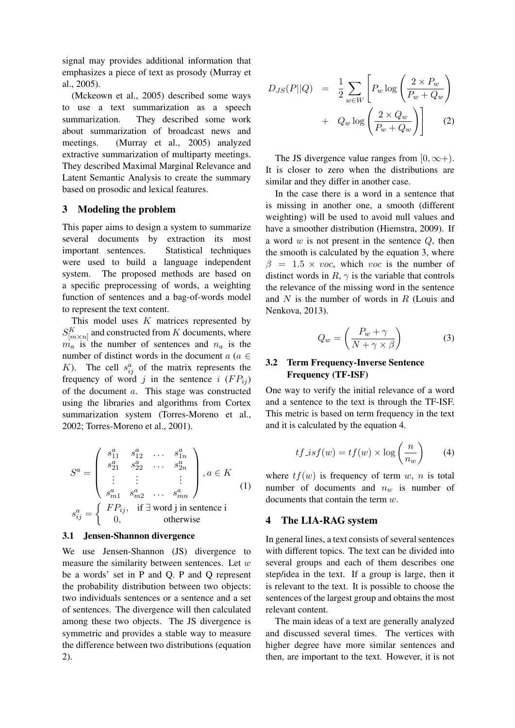signal may provides additional information that emphasizes a piece of text as prosody (Murray et al., 2005).

(Mckeown et al., 2005) described some ways to use a text summarization as a speech summarization. They described some work about summarization of broadcast news and meetings. (Murray et al., 2005) analyzed extractive summarization of multiparty meetings. They described Maximal Marginal Relevance and Latent Semantic Analysis to create the summary based on prosodic and lexical features.

## 3 Modeling the problem

This paper aims to design a system to summarize several documents by extraction its most important sentences. Statistical techniques were used to build a language independent system. The proposed methods are based on a specific preprocessing of words, a weighting function of sentences and a bag-of-words model to represent the text content.

This model uses $K$ matrices represented by $S^K_{[m \times n]}$ and constructed from $K$ documents, where $m_a$ is the number of sentences and $n_a$ is the number of distinct words in the document $a$ ($a \in K$). The cell $s^a_{ij}$ of the matrix represents the frequency of word $j$ in the sentence $i$ ($FP_{ij}$) of the document $a$. This stage was constructed using the libraries and algorithms from Cortex summarization system (Torres-Moreno et al., 2002; Torres-Moreno et al., 2001).

$$S^a = \begin{pmatrix} s^a_{11} & s^a_{12} & \dots & s^a_{1n} \\ s^a_{21} & s^a_{22} & \dots & s^a_{2n} \\ \vdots & \vdots & & \vdots \\ s^a_{m1} & s^a_{m2} & \dots & s^a_{mn} \end{pmatrix}, a \in K$$
$$s^a_{ij} = \begin{cases} FP_{ij}, & \text{if } \exists \text{ word j in sentence i} \\ 0, & \text{otherwise} \end{cases} \quad (1)$$

### 3.1 Jensen-Shannon divergence

We use Jensen-Shannon (JS) divergence to measure the similarity between sentences. Let $w$ be a words' set in P and Q. P and Q represent the probability distribution between two objects: two individuals sentences or a sentence and a set of sentences. The divergence will then calculated among these two objects. The JS divergence is symmetric and provides a stable way to measure the difference between two distributions (equation 2).

$$D_{JS}(P||Q) = \frac{1}{2} \sum_{w \in W} \left[ P_w \log \left( \frac{2 \times P_w}{P_w + Q_w} \right) + Q_w \log \left( \frac{2 \times Q_w}{P_w + Q_w} \right) \right] \quad (2)$$

The JS divergence value ranges from $[0, \infty+)$. It is closer to zero when the distributions are similar and they differ in another case.

In the case there is a word in a sentence that is missing in another one, a smooth (different weighting) will be used to avoid null values and have a smoother distribution (Hiemstra, 2009). If a word $w$ is not present in the sentence $Q$, then the smooth is calculated by the equation 3, where $\beta = 1.5 \times voc$, which $voc$ is the number of distinct words in $R$, $\gamma$ is the variable that controls the relevance of the missing word in the sentence and $N$ is the number of words in $R$ (Louis and Nenkova, 2013).

$$Q_w = \left( \frac{P_w + \gamma}{N + \gamma \times \beta} \right) \quad (3)$$

### 3.2 Term Frequency-Inverse Sentence Frequency (TF-ISF)

One way to verify the initial relevance of a word and a sentence to the text is through the TF-ISF. This metric is based on term frequency in the text and it is calculated by the equation 4.

$$tf\_isf(w) = tf(w) \times \log \left( \frac{n}{n_w} \right) \quad (4)$$

where $tf(w)$ is frequency of term $w$, $n$ is total number of documents and $n_w$ is number of documents that contain the term $w$.

## 4 The LIA-RAG system

In general lines, a text consists of several sentences with different topics. The text can be divided into several groups and each of them describes one step/idea in the text. If a group is large, then it is relevant to the text. It is possible to choose the sentences of the largest group and obtains the most relevant content.

The main ideas of a text are generally analyzed and discussed several times. The vertices with higher degree have more similar sentences and then, are important to the text. However, it is not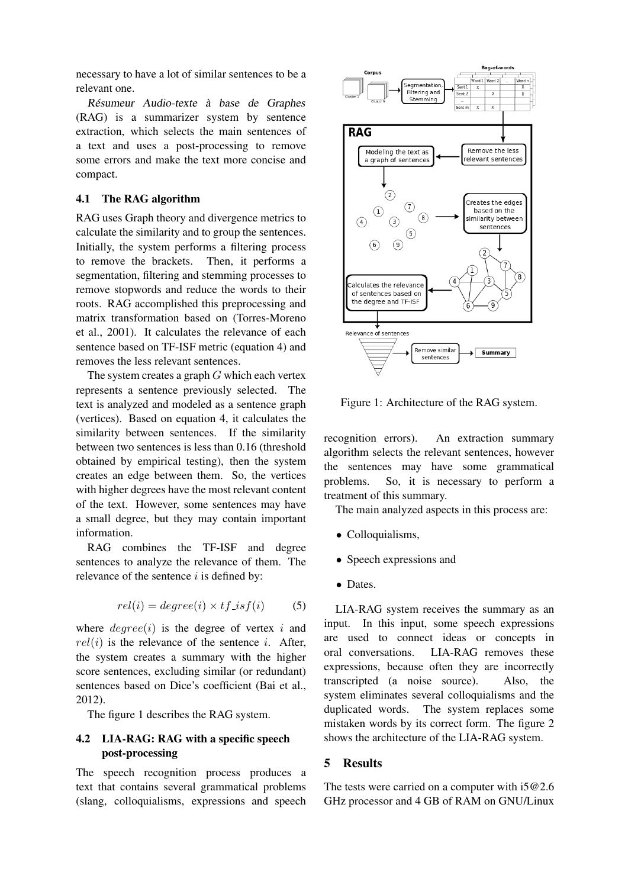necessary to have a lot of similar sentences to be a relevant one.

*Résumeur Audio-texte à base de Graphes* (RAG) is a summarizer system by sentence extraction, which selects the main sentences of a text and uses a post-processing to remove some errors and make the text more concise and compact.

### 4.1 The RAG algorithm

RAG uses Graph theory and divergence metrics to calculate the similarity and to group the sentences. Initially, the system performs a filtering process to remove the brackets. Then, it performs a segmentation, filtering and stemming processes to remove stopwords and reduce the words to their roots. RAG accomplished this preprocessing and matrix transformation based on (Torres-Moreno et al., 2001). It calculates the relevance of each sentence based on TF-ISF metric (equation 4) and removes the less relevant sentences.

The system creates a graph $G$ which each vertex represents a sentence previously selected. The text is analyzed and modeled as a sentence graph (vertices). Based on equation 4, it calculates the similarity between sentences. If the similarity between two sentences is less than 0.16 (threshold obtained by empirical testing), then the system creates an edge between them. So, the vertices with higher degrees have the most relevant content of the text. However, some sentences may have a small degree, but they may contain important information.

RAG combines the TF-ISF and degree sentences to analyze the relevance of them. The relevance of the sentence $i$ is defined by:

$$rel(i) = degree(i) \times tf\_isf(i) \quad (5)$$

where $degree(i)$ is the degree of vertex $i$ and $rel(i)$ is the relevance of the sentence $i$. After, the system creates a summary with the higher score sentences, excluding similar (or redundant) sentences based on Dice's coefficient (Bai et al., 2012).

The figure 1 describes the RAG system.

Figure 1: Architecture of the RAG system.

### 4.2 LIA-RAG: RAG with a specific speech post-processing

The speech recognition process produces a text that contains several grammatical problems (slang, colloquialisms, expressions and speech recognition errors). An extraction summary algorithm selects the relevant sentences, however the sentences may have some grammatical problems. So, it is necessary to perform a treatment of this summary.

The main analyzed aspects in this process are:

- Colloquialisms,
- Speech expressions and
- Dates.

LIA-RAG system receives the summary as an input. In this input, some speech expressions are used to connect ideas or concepts in oral conversations. LIA-RAG removes these expressions, because often they are incorrectly transcripted (a noise source). Also, the system eliminates several colloquialisms and the duplicated words. The system replaces some mistaken words by its correct form. The figure 2 shows the architecture of the LIA-RAG system.

## 5 Results

The tests were carried on a computer with i5@2.6 GHz processor and 4 GB of RAM on GNU/Linux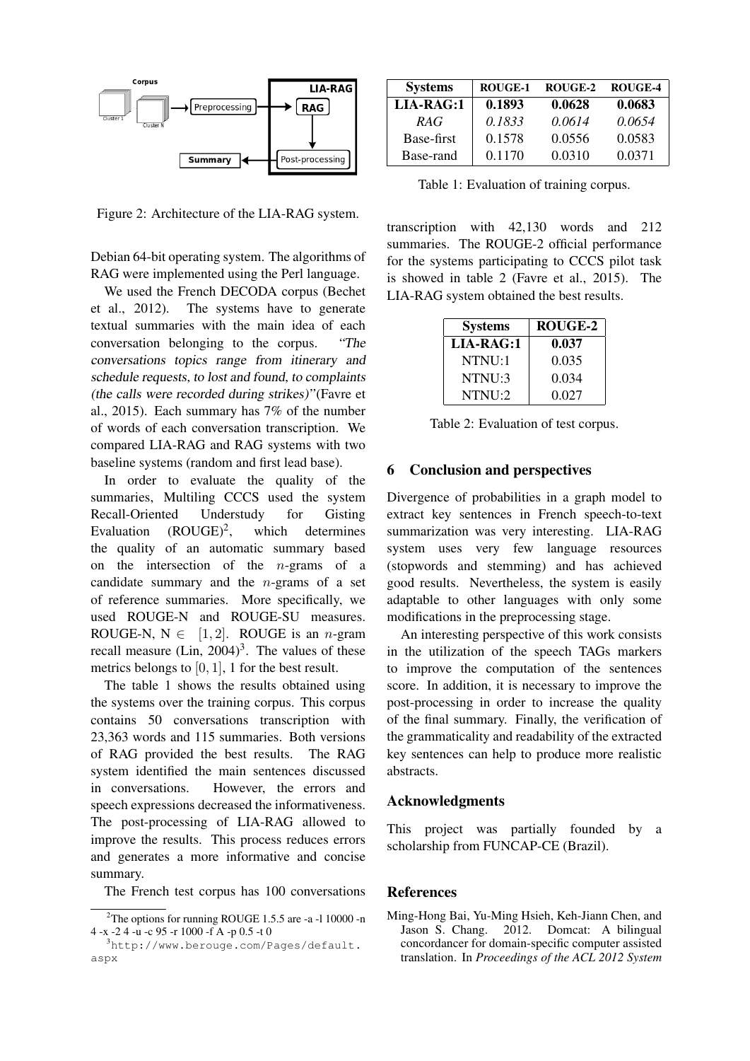Figure 2: Architecture of the LIA-RAG system.

Debian 64-bit operating system. The algorithms of RAG were implemented using the Perl language.

We used the French DECODA corpus (Bechet et al., 2012). The systems have to generate textual summaries with the main idea of each conversation belonging to the corpus. *"The conversations topics range from itinerary and schedule requests, to lost and found, to complaints (the calls were recorded during strikes)"*(Favre et al., 2015). Each summary has 7% of the number of words of each conversation transcription. We compared LIA-RAG and RAG systems with two baseline systems (random and first lead base).

In order to evaluate the quality of the summaries, Multiling CCCS used the system Recall-Oriented Understudy for Gisting Evaluation (ROUGE)[2], which determines the quality of an automatic summary based on the intersection of the $n$-grams of a candidate summary and the $n$-grams of a set of reference summaries. More specifically, we used ROUGE-N and ROUGE-SU measures. ROUGE-N, N $\in$ $[1, 2]$. ROUGE is an $n$-gram recall measure (Lin, 2004)[3]. The values of these metrics belongs to $[0, 1]$, 1 for the best result.

The table 1 shows the results obtained using the systems over the training corpus. This corpus contains 50 conversations transcription with 23,363 words and 115 summaries. Both versions of RAG provided the best results. The RAG system identified the main sentences discussed in conversations. However, the errors and speech expressions decreased the informativeness. The post-processing of LIA-RAG allowed to improve the results. This process reduces errors and generates a more informative and concise summary.

The French test corpus has 100 conversations transcription with 42,130 words and 212 summaries. The ROUGE-2 official performance for the systems participating to CCCS pilot task is showed in table 2 (Favre et al., 2015). The LIA-RAG system obtained the best results.

| Systems | ROUGE-1 | ROUGE-2 | ROUGE-4 |
|---|---|---|---|
| **LIA-RAG:1** | **0.1893** | **0.0628** | **0.0683** |
| *RAG* | *0.1833* | *0.0614* | *0.0654* |
| Base-first | 0.1578 | 0.0556 | 0.0583 |
| Base-rand | 0.1170 | 0.0310 | 0.0371 |

Table 1: Evaluation of training corpus.

| Systems | ROUGE-2 |
|---|---|
| **LIA-RAG:1** | **0.037** |
| NTNU:1 | 0.035 |
| NTNU:3 | 0.034 |
| NTNU:2 | 0.027 |

Table 2: Evaluation of test corpus.

## 6 Conclusion and perspectives

Divergence of probabilities in a graph model to extract key sentences in French speech-to-text summarization was very interesting. LIA-RAG system uses very few language resources (stopwords and stemming) and has achieved good results. Nevertheless, the system is easily adaptable to other languages with only some modifications in the preprocessing stage.

An interesting perspective of this work consists in the utilization of the speech TAGs markers to improve the computation of the sentences score. In addition, it is necessary to improve the post-processing in order to increase the quality of the final summary. Finally, the verification of the grammaticality and readability of the extracted key sentences can help to produce more realistic abstracts.

## Acknowledgments

This project was partially founded by a scholarship from FUNCAP-CE (Brazil).

## References

Ming-Hong Bai, Yu-Ming Hsieh, Keh-Jiann Chen, and Jason S. Chang. 2012. Domcat: A bilingual concordancer for domain-specific computer assisted translation. In *Proceedings of the ACL 2012 System*

[2] The options for running ROUGE 1.5.5 are -a -l 10000 -n 4 -x -2 4 -u -c 95 -r 1000 -f A -p 0.5 -t 0

[3] http://www.berouge.com/Pages/default.aspx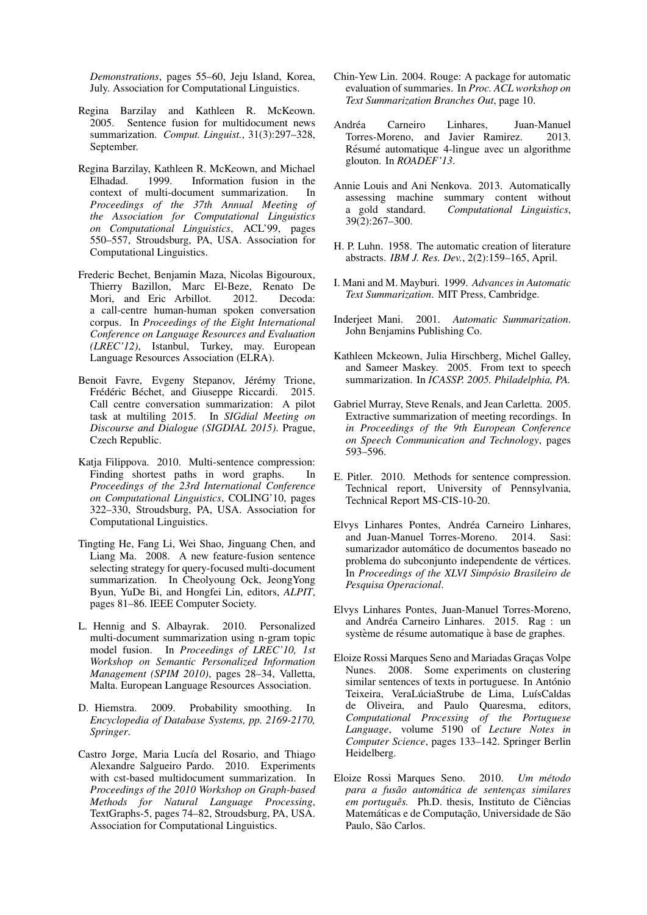*Demonstrations*, pages 55–60, Jeju Island, Korea, July. Association for Computational Linguistics.

Regina Barzilay and Kathleen R. McKeown. 2005. Sentence fusion for multidocument news summarization. *Comput. Linguist.*, 31(3):297–328, September.

Regina Barzilay, Kathleen R. McKeown, and Michael Elhadad. 1999. Information fusion in the context of multi-document summarization. In *Proceedings of the 37th Annual Meeting of the Association for Computational Linguistics on Computational Linguistics*, ACL'99, pages 550–557, Stroudsburg, PA, USA. Association for Computational Linguistics.

Frederic Bechet, Benjamin Maza, Nicolas Bigouroux, Thierry Bazillon, Marc El-Beze, Renato De Mori, and Eric Arbillot. 2012. Decoda: a call-centre human-human spoken conversation corpus. In *Proceedings of the Eight International Conference on Language Resources and Evaluation (LREC'12)*, Istanbul, Turkey, may. European Language Resources Association (ELRA).

Benoit Favre, Evgeny Stepanov, Jérémy Trione, Frédéric Béchet, and Giuseppe Riccardi. 2015. Call centre conversation summarization: A pilot task at multiling 2015. In *SIGdial Meeting on Discourse and Dialogue (SIGDIAL 2015)*. Prague, Czech Republic.

Katja Filippova. 2010. Multi-sentence compression: Finding shortest paths in word graphs. In *Proceedings of the 23rd International Conference on Computational Linguistics*, COLING'10, pages 322–330, Stroudsburg, PA, USA. Association for Computational Linguistics.

Tingting He, Fang Li, Wei Shao, Jinguang Chen, and Liang Ma. 2008. A new feature-fusion sentence selecting strategy for query-focused multi-document summarization. In Cheolyoung Ock, JeongYong Byun, YuDe Bi, and Hongfei Lin, editors, *ALPIT*, pages 81–86. IEEE Computer Society.

L. Hennig and S. Albayrak. 2010. Personalized multi-document summarization using n-gram topic model fusion. In *Proceedings of LREC'10, 1st Workshop on Semantic Personalized Information Management (SPIM 2010)*, pages 28–34, Valletta, Malta. European Language Resources Association.

D. Hiemstra. 2009. Probability smoothing. In *Encyclopedia of Database Systems, pp. 2169-2170, Springer*.

Castro Jorge, Maria Lucía del Rosario, and Thiago Alexandre Salgueiro Pardo. 2010. Experiments with cst-based multidocument summarization. In *Proceedings of the 2010 Workshop on Graph-based Methods for Natural Language Processing*, TextGraphs-5, pages 74–82, Stroudsburg, PA, USA. Association for Computational Linguistics.

Chin-Yew Lin. 2004. Rouge: A package for automatic evaluation of summaries. In *Proc. ACL workshop on Text Summarization Branches Out*, page 10.

Andréa Carneiro Linhares, Juan-Manuel Torres-Moreno, and Javier Ramirez. 2013. Résumé automatique 4-lingue avec un algorithme glouton. In *ROADEF'13*.

Annie Louis and Ani Nenkova. 2013. Automatically assessing machine summary content without a gold standard. *Computational Linguistics*, 39(2):267–300.

H. P. Luhn. 1958. The automatic creation of literature abstracts. *IBM J. Res. Dev.*, 2(2):159–165, April.

I. Mani and M. Mayburi. 1999. *Advances in Automatic Text Summarization*. MIT Press, Cambridge.

Inderjeet Mani. 2001. *Automatic Summarization*. John Benjamins Publishing Co.

Kathleen Mckeown, Julia Hirschberg, Michel Galley, and Sameer Maskey. 2005. From text to speech summarization. In *ICASSP. 2005. Philadelphia, PA*.

Gabriel Murray, Steve Renals, and Jean Carletta. 2005. Extractive summarization of meeting recordings. In *in Proceedings of the 9th European Conference on Speech Communication and Technology*, pages 593–596.

E. Pitler. 2010. Methods for sentence compression. Technical report, University of Pennsylvania, Technical Report MS-CIS-10-20.

Elvys Linhares Pontes, Andréa Carneiro Linhares, and Juan-Manuel Torres-Moreno. 2014. Sasi: sumarizador automático de documentos baseado no problema do subconjunto independente de vértices. In *Proceedings of the XLVI Simpósio Brasileiro de Pesquisa Operacional*.

Elvys Linhares Pontes, Juan-Manuel Torres-Moreno, and Andréa Carneiro Linhares. 2015. Rag : un système de résume automatique à base de graphes.

Eloize Rossi Marques Seno and Mariadas Graças Volpe Nunes. 2008. Some experiments on clustering similar sentences of texts in portuguese. In António Teixeira, VeraLúciaStrube de Lima, LuísCaldas de Oliveira, and Paulo Quaresma, editors, *Computational Processing of the Portuguese Language*, volume 5190 of *Lecture Notes in Computer Science*, pages 133–142. Springer Berlin Heidelberg.

Eloize Rossi Marques Seno. 2010. *Um método para a fusão automática de sentenças similares em português.* Ph.D. thesis, Instituto de Ciências Matemáticas e de Computação, Universidade de São Paulo, São Carlos.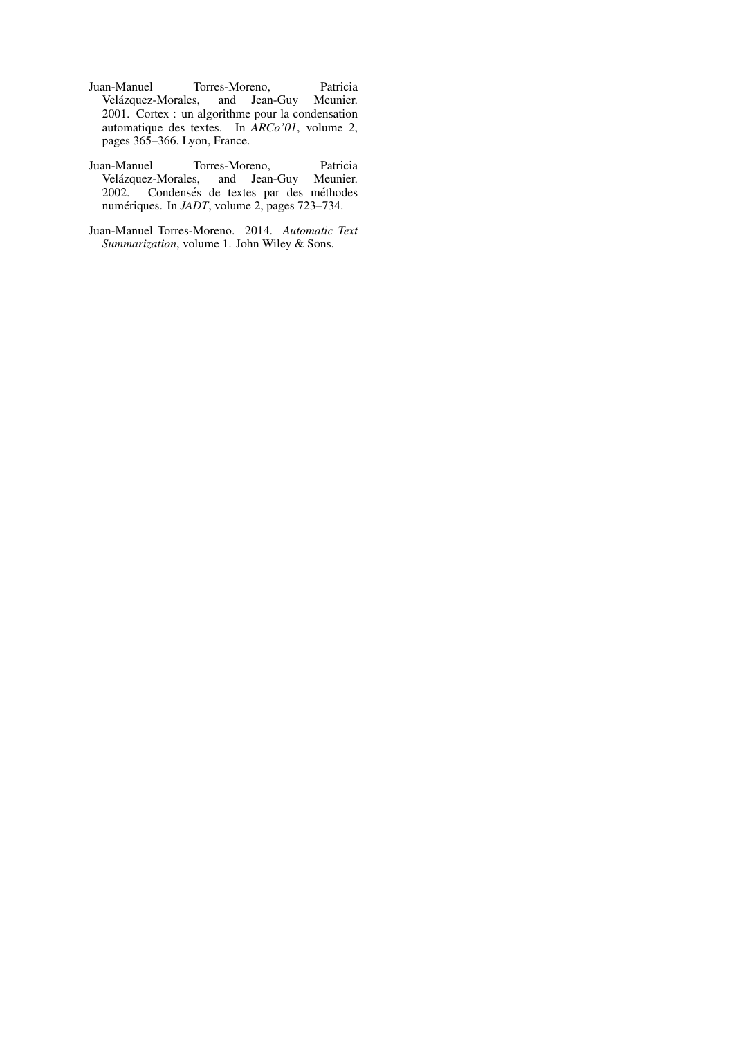Juan-Manuel Torres-Moreno, Patricia Velázquez-Morales, and Jean-Guy Meunier. 2001. Cortex : un algorithme pour la condensation automatique des textes. In *ARCo'01*, volume 2, pages 365–366. Lyon, France.

Juan-Manuel Torres-Moreno, Patricia Velázquez-Morales, and Jean-Guy Meunier. 2002. Condensés de textes par des méthodes numériques. In *JADT*, volume 2, pages 723–734.

Juan-Manuel Torres-Moreno. 2014. *Automatic Text Summarization*, volume 1. John Wiley & Sons.